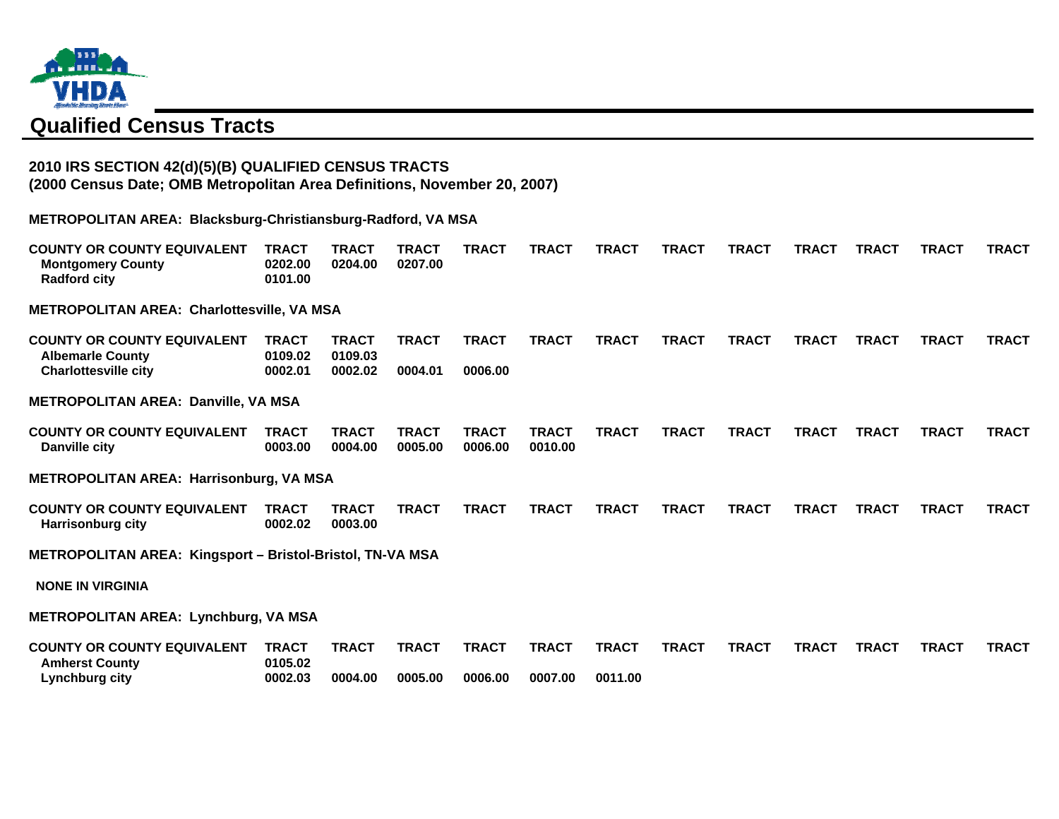# Qualified Census Tracts

**2010 IRS SECTION 42(d)(5)(B) QUALIFIED CENSUS TRACTS**
**(2000 Census Date; OMB Metropolitan Area Definitions, November 20, 2007)**

**METROPOLITAN AREA: Blacksburg-Christiansburg-Radford, VA MSA**

| COUNTY OR COUNTY EQUIVALENT | TRACT | TRACT | TRACT | TRACT | TRACT | TRACT | TRACT | TRACT | TRACT | TRACT | TRACT | TRACT |
|---|---|---|---|---|---|---|---|---|---|---|---|---|
| Montgomery County | 0202.00 | 0204.00 | 0207.00 | | | | | | | | | |
| Radford city | 0101.00 | | | | | | | | | | | |

**METROPOLITAN AREA: Charlottesville, VA MSA**

| COUNTY OR COUNTY EQUIVALENT | TRACT | TRACT | TRACT | TRACT | TRACT | TRACT | TRACT | TRACT | TRACT | TRACT | TRACT | TRACT |
|---|---|---|---|---|---|---|---|---|---|---|---|---|
| Albemarle County | 0109.02 | 0109.03 | | | | | | | | | | |
| Charlottesville city | 0002.01 | 0002.02 | 0004.01 | 0006.00 | | | | | | | | |

**METROPOLITAN AREA: Danville, VA MSA**

| COUNTY OR COUNTY EQUIVALENT | TRACT | TRACT | TRACT | TRACT | TRACT | TRACT | TRACT | TRACT | TRACT | TRACT | TRACT | TRACT |
|---|---|---|---|---|---|---|---|---|---|---|---|---|
| Danville city | 0003.00 | 0004.00 | 0005.00 | 0006.00 | 0010.00 | | | | | | | |

**METROPOLITAN AREA: Harrisonburg, VA MSA**

| COUNTY OR COUNTY EQUIVALENT | TRACT | TRACT | TRACT | TRACT | TRACT | TRACT | TRACT | TRACT | TRACT | TRACT | TRACT | TRACT |
|---|---|---|---|---|---|---|---|---|---|---|---|---|
| Harrisonburg city | 0002.02 | 0003.00 | | | | | | | | | | |

**METROPOLITAN AREA: Kingsport – Bristol-Bristol, TN-VA MSA**

**NONE IN VIRGINIA**

**METROPOLITAN AREA: Lynchburg, VA MSA**

| COUNTY OR COUNTY EQUIVALENT | TRACT | TRACT | TRACT | TRACT | TRACT | TRACT | TRACT | TRACT | TRACT | TRACT | TRACT | TRACT |
|---|---|---|---|---|---|---|---|---|---|---|---|---|
| Amherst County | 0105.02 | | | | | | | | | | | |
| Lynchburg city | 0002.03 | 0004.00 | 0005.00 | 0006.00 | 0007.00 | 0011.00 | | | | | | |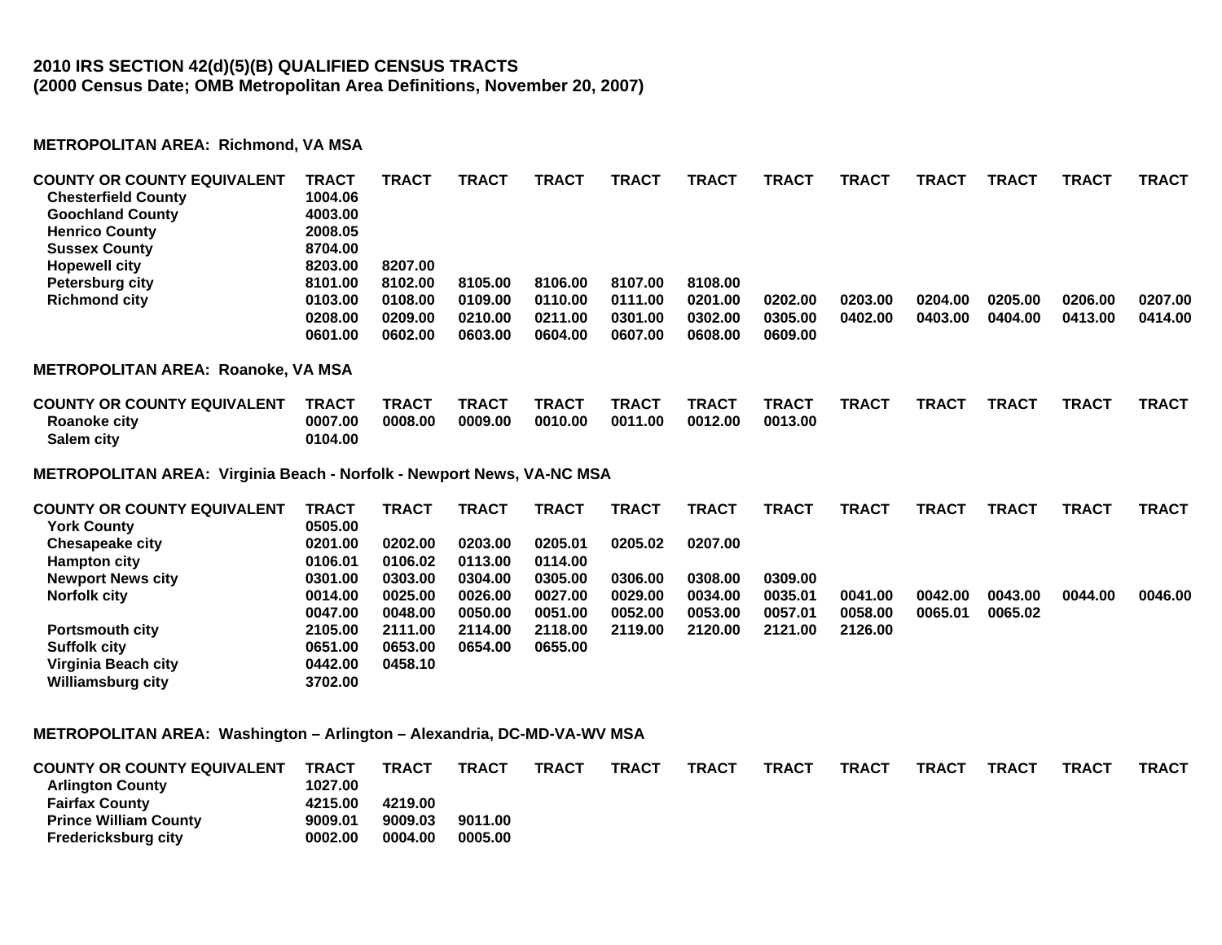**2010 IRS SECTION 42(d)(5)(B) QUALIFIED CENSUS TRACTS**
**(2000 Census Date; OMB Metropolitan Area Definitions, November 20, 2007)**

**METROPOLITAN AREA: Richmond, VA MSA**

| COUNTY OR COUNTY EQUIVALENT | TRACT | TRACT | TRACT | TRACT | TRACT | TRACT | TRACT | TRACT | TRACT | TRACT | TRACT | TRACT |
|---|---|---|---|---|---|---|---|---|---|---|---|---|
| Chesterfield County | 1004.06 | | | | | | | | | | | |
| Goochland County | 4003.00 | | | | | | | | | | | |
| Henrico County | 2008.05 | | | | | | | | | | | |
| Sussex County | 8704.00 | | | | | | | | | | | |
| Hopewell city | 8203.00 | 8207.00 | | | | | | | | | | |
| Petersburg city | 8101.00 | 8102.00 | 8105.00 | 8106.00 | 8107.00 | 8108.00 | | | | | | |
| Richmond city | 0103.00 | 0108.00 | 0109.00 | 0110.00 | 0111.00 | 0201.00 | 0202.00 | 0203.00 | 0204.00 | 0205.00 | 0206.00 | 0207.00 |
| | 0208.00 | 0209.00 | 0210.00 | 0211.00 | 0301.00 | 0302.00 | 0305.00 | 0402.00 | 0403.00 | 0404.00 | 0413.00 | 0414.00 |
| | 0601.00 | 0602.00 | 0603.00 | 0604.00 | 0607.00 | 0608.00 | 0609.00 | | | | | |

**METROPOLITAN AREA: Roanoke, VA MSA**

| COUNTY OR COUNTY EQUIVALENT | TRACT | TRACT | TRACT | TRACT | TRACT | TRACT | TRACT | TRACT | TRACT | TRACT | TRACT | TRACT |
|---|---|---|---|---|---|---|---|---|---|---|---|---|
| Roanoke city | 0007.00 | 0008.00 | 0009.00 | 0010.00 | 0011.00 | 0012.00 | 0013.00 | | | | | |
| Salem city | 0104.00 | | | | | | | | | | | |

**METROPOLITAN AREA: Virginia Beach - Norfolk - Newport News, VA-NC MSA**

| COUNTY OR COUNTY EQUIVALENT | TRACT | TRACT | TRACT | TRACT | TRACT | TRACT | TRACT | TRACT | TRACT | TRACT | TRACT | TRACT |
|---|---|---|---|---|---|---|---|---|---|---|---|---|
| York County | 0505.00 | | | | | | | | | | | |
| Chesapeake city | 0201.00 | 0202.00 | 0203.00 | 0205.01 | 0205.02 | 0207.00 | | | | | | |
| Hampton city | 0106.01 | 0106.02 | 0113.00 | 0114.00 | | | | | | | | |
| Newport News city | 0301.00 | 0303.00 | 0304.00 | 0305.00 | 0306.00 | 0308.00 | 0309.00 | | | | | |
| Norfolk city | 0014.00 | 0025.00 | 0026.00 | 0027.00 | 0029.00 | 0034.00 | 0035.01 | 0041.00 | 0042.00 | 0043.00 | 0044.00 | 0046.00 |
| | 0047.00 | 0048.00 | 0050.00 | 0051.00 | 0052.00 | 0053.00 | 0057.01 | 0058.00 | 0065.01 | 0065.02 | | |
| Portsmouth city | 2105.00 | 2111.00 | 2114.00 | 2118.00 | 2119.00 | 2120.00 | 2121.00 | 2126.00 | | | | |
| Suffolk city | 0651.00 | 0653.00 | 0654.00 | 0655.00 | | | | | | | | |
| Virginia Beach city | 0442.00 | 0458.10 | | | | | | | | | | |
| Williamsburg city | 3702.00 | | | | | | | | | | | |

**METROPOLITAN AREA: Washington – Arlington – Alexandria, DC-MD-VA-WV MSA**

| COUNTY OR COUNTY EQUIVALENT | TRACT | TRACT | TRACT | TRACT | TRACT | TRACT | TRACT | TRACT | TRACT | TRACT | TRACT | TRACT |
|---|---|---|---|---|---|---|---|---|---|---|---|---|
| Arlington County | 1027.00 | | | | | | | | | | | |
| Fairfax County | 4215.00 | 4219.00 | | | | | | | | | | |
| Prince William County | 9009.01 | 9009.03 | 9011.00 | | | | | | | | | |
| Fredericksburg city | 0002.00 | 0004.00 | 0005.00 | | | | | | | | | |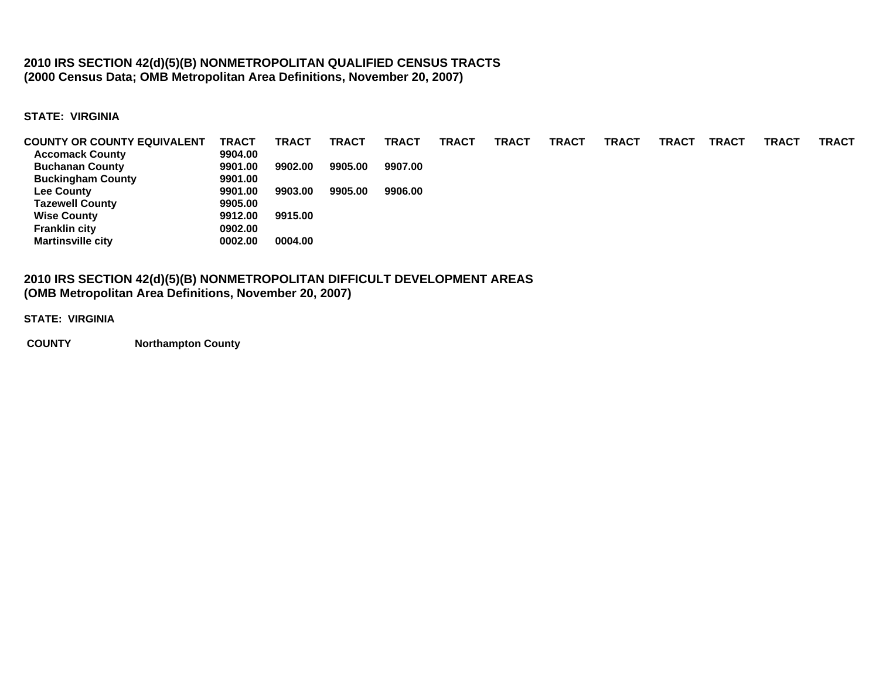## 2010 IRS SECTION 42(d)(5)(B) NONMETROPOLITAN QUALIFIED CENSUS TRACTS
## (2000 Census Data; OMB Metropolitan Area Definitions, November 20, 2007)

**STATE: VIRGINIA**

| COUNTY OR COUNTY EQUIVALENT | TRACT | TRACT | TRACT | TRACT | TRACT | TRACT | TRACT | TRACT | TRACT | TRACT | TRACT | TRACT |
|---|---|---|---|---|---|---|---|---|---|---|---|---|
| Accomack County | 9904.00 | | | | | | | | | | | |
| Buchanan County | 9901.00 | 9902.00 | 9905.00 | 9907.00 | | | | | | | | |
| Buckingham County | 9901.00 | | | | | | | | | | | |
| Lee County | 9901.00 | 9903.00 | 9905.00 | 9906.00 | | | | | | | | |
| Tazewell County | 9905.00 | | | | | | | | | | | |
| Wise County | 9912.00 | 9915.00 | | | | | | | | | | |
| Franklin city | 0902.00 | | | | | | | | | | | |
| Martinsville city | 0002.00 | 0004.00 | | | | | | | | | | |

## 2010 IRS SECTION 42(d)(5)(B) NONMETROPOLITAN DIFFICULT DEVELOPMENT AREAS
## (OMB Metropolitan Area Definitions, November 20, 2007)

**STATE: VIRGINIA**

**COUNTY** Northampton County